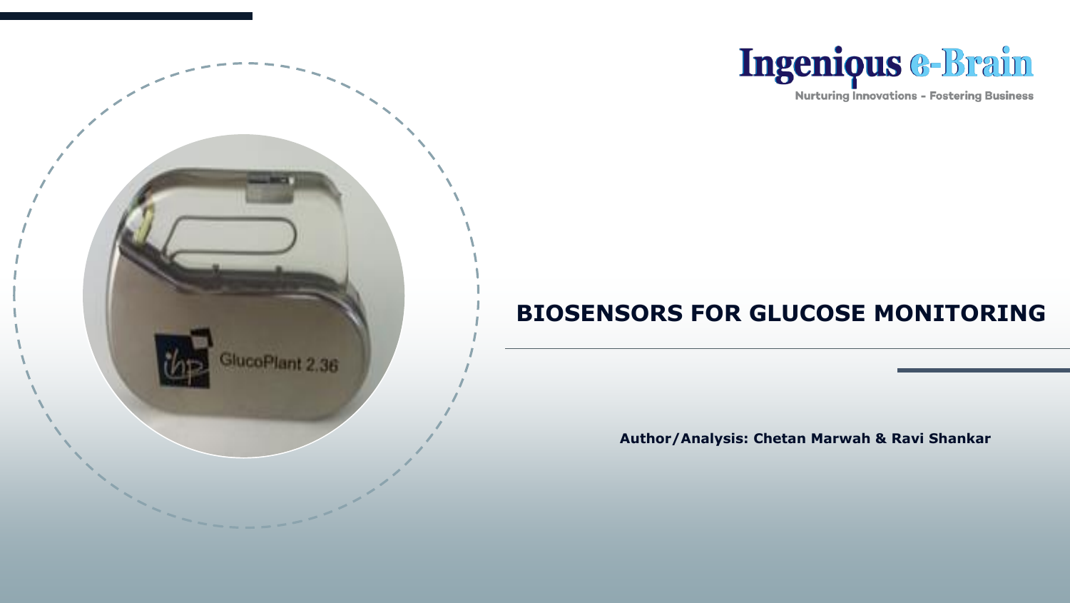Ingenious e-Brain

Nurturing Innovations - Fostering Business

# BIOSENSORS FOR GLUCOSE MONITORING

**Author/Analysis: Chetan Marwah & Ravi Shankar**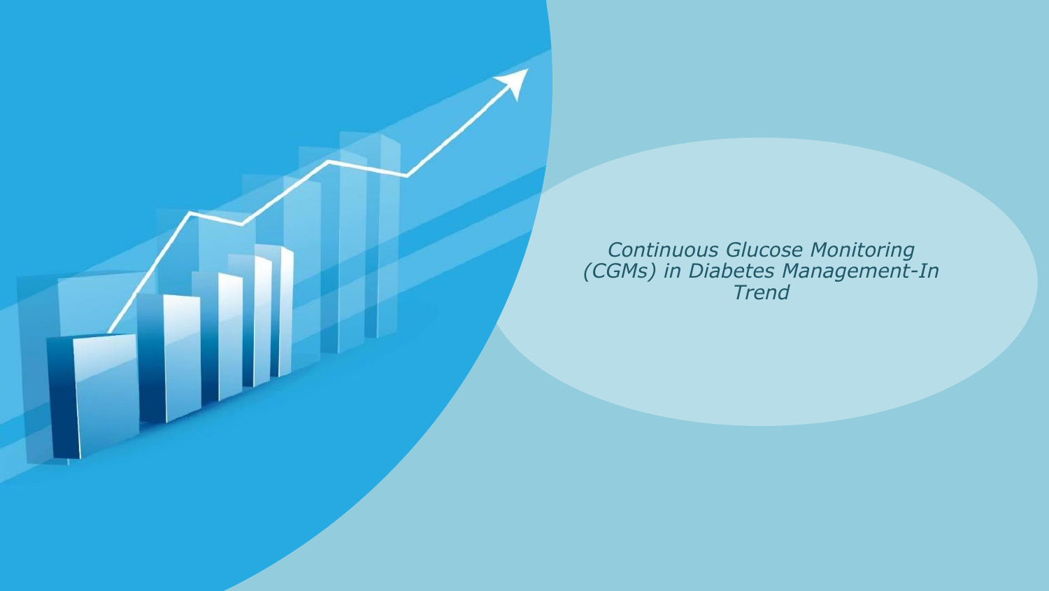*Continuous Glucose Monitoring (CGMs) in Diabetes Management-In Trend*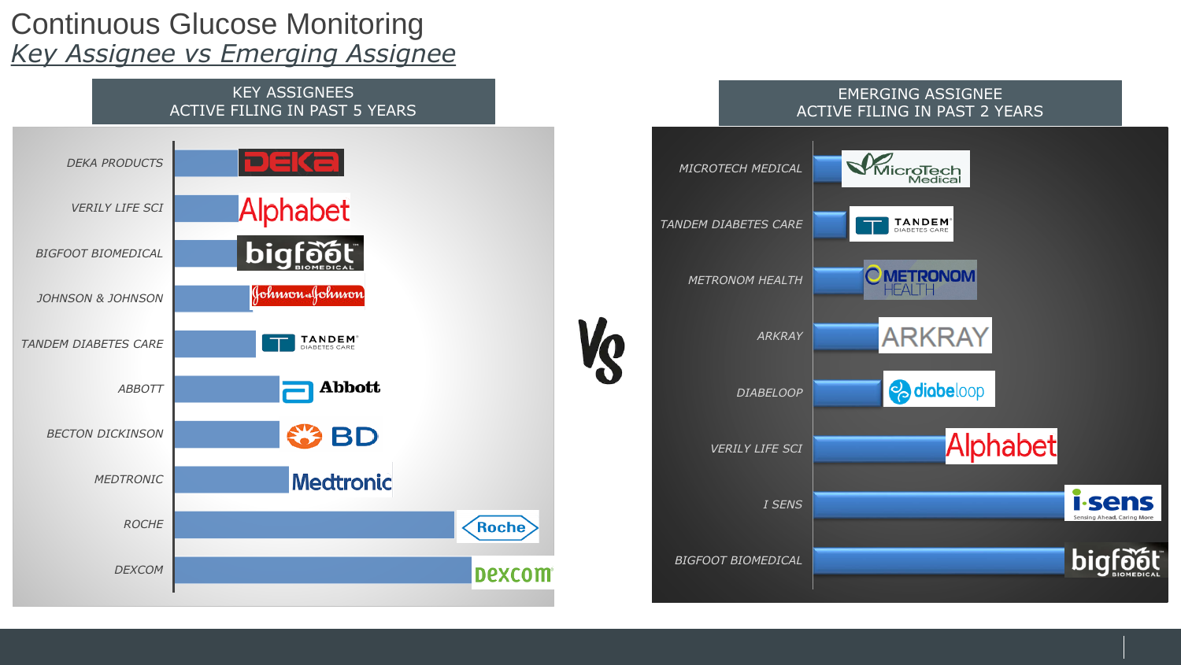# Continuous Glucose Monitoring

## *Key Assignee vs Emerging Assignee*

### KEY ASSIGNEES
### ACTIVE FILING IN PAST 5 YEARS

- DEKA PRODUCTS
- VERILY LIFE SCI
- BIGFOOT BIOMEDICAL
- JOHNSON & JOHNSON
- TANDEM DIABETES CARE
- ABBOTT
- BECTON DICKINSON
- MEDTRONIC
- ROCHE
- DEXCOM

VS

### EMERGING ASSIGNEE
### ACTIVE FILING IN PAST 2 YEARS

- MICROTECH MEDICAL
- TANDEM DIABETES CARE
- METRONOM HEALTH
- ARKRAY
- DIABELOOP
- VERILY LIFE SCI
- I SENS
- BIGFOOT BIOMEDICAL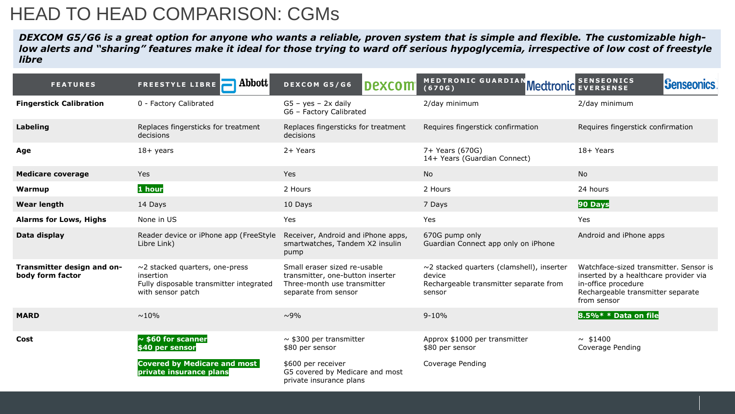# HEAD TO HEAD COMPARISON: CGMs

***DEXCOM G5/G6 is a great option for anyone who wants a reliable, proven system that is simple and flexible. The customizable high-low alerts and "sharing" features make it ideal for those trying to ward off serious hypoglycemia, irrespective of low cost of freestyle libre***

| FEATURES | FREESTYLE LIBRE (Abbott) | DEXCOM G5/G6 (Dexcom) | MEDTRONIC GUARDIAN (670G) (Medtronic) | SENSEONICS EVERSENSE (Senseonics) |
|---|---|---|---|---|
| **Fingerstick Calibration** | 0 - Factory Calibrated | G5 – yes – 2x daily<br>G6 – Factory Calibrated | 2/day minimum | 2/day minimum |
| **Labeling** | Replaces fingersticks for treatment decisions | Replaces fingersticks for treatment decisions | Requires fingerstick confirmation | Requires fingerstick confirmation |
| **Age** | 18+ years | 2+ Years | 7+ Years (670G)<br>14+ Years (Guardian Connect) | 18+ Years |
| **Medicare coverage** | Yes | Yes | No | No |
| **Warmup** | **1 hour** | 2 Hours | 2 Hours | 24 hours |
| **Wear length** | 14 Days | 10 Days | 7 Days | **90 Days** |
| **Alarms for Lows, Highs** | None in US | Yes | Yes | Yes |
| **Data display** | Reader device or iPhone app (FreeStyle Libre Link) | Receiver, Android and iPhone apps, smartwatches, Tandem X2 insulin pump | 670G pump only<br>Guardian Connect app only on iPhone | Android and iPhone apps |
| **Transmitter design and on-body form factor** | ~2 stacked quarters, one-press insertion<br>Fully disposable transmitter integrated with sensor patch | Small eraser sized re-usable transmitter, one-button inserter<br>Three-month use transmitter separate from sensor | ~2 stacked quarters (clamshell), inserter device<br>Rechargeable transmitter separate from sensor | Watchface-sized transmitter. Sensor is inserted by a healthcare provider via in-office procedure<br>Rechargeable transmitter separate from sensor |
| **MARD** | ~10% | ~9% | 9-10% | **8.5%* * Data on file** |
| **Cost** | **~ $60 for scanner**<br>**$40 per sensor**<br><br>**Covered by Medicare and most private insurance plans** | ~ $300 per transmitter<br>$80 per sensor<br><br>$600 per receiver<br>G5 covered by Medicare and most private insurance plans | Approx $1000 per transmitter<br>$80 per sensor<br><br>Coverage Pending | ~ $1400<br>Coverage Pending |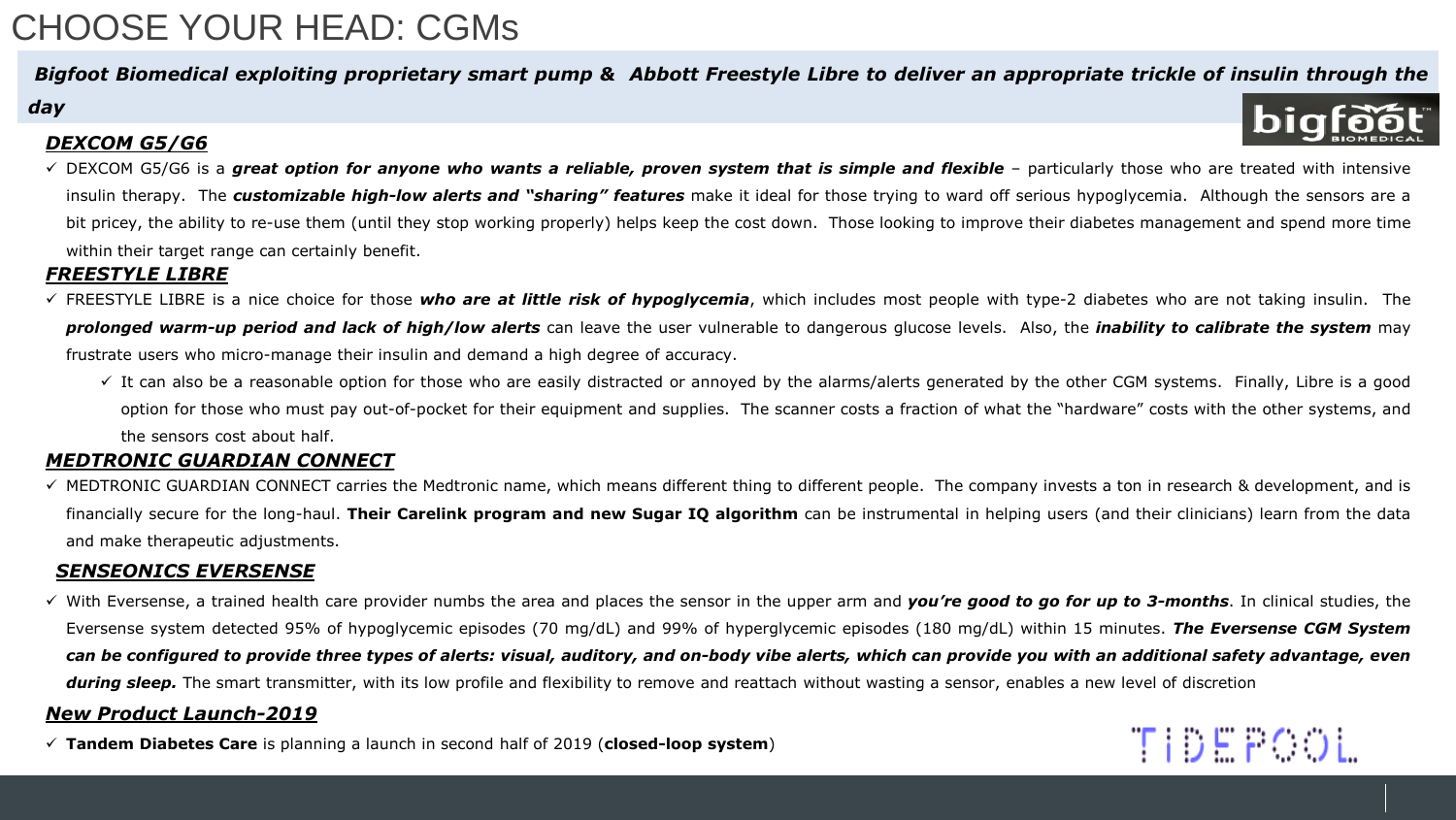# CHOOSE YOUR HEAD: CGMs

***Bigfoot Biomedical exploiting proprietary smart pump & Abbott Freestyle Libre to deliver an appropriate trickle of insulin through the day***

### ***DEXCOM G5/G6***

- ✓ DEXCOM G5/G6 is a ***great option for anyone who wants a reliable, proven system that is simple and flexible*** – particularly those who are treated with intensive insulin therapy. The ***customizable high-low alerts and "sharing" features*** make it ideal for those trying to ward off serious hypoglycemia. Although the sensors are a bit pricey, the ability to re-use them (until they stop working properly) helps keep the cost down. Those looking to improve their diabetes management and spend more time within their target range can certainly benefit.

### ***FREESTYLE LIBRE***

- ✓ FREESTYLE LIBRE is a nice choice for those ***who are at little risk of hypoglycemia***, which includes most people with type-2 diabetes who are not taking insulin. The ***prolonged warm-up period and lack of high/low alerts*** can leave the user vulnerable to dangerous glucose levels. Also, the ***inability to calibrate the system*** may frustrate users who micro-manage their insulin and demand a high degree of accuracy.
  - ✓ It can also be a reasonable option for those who are easily distracted or annoyed by the alarms/alerts generated by the other CGM systems. Finally, Libre is a good option for those who must pay out-of-pocket for their equipment and supplies. The scanner costs a fraction of what the "hardware" costs with the other systems, and the sensors cost about half.

### ***MEDTRONIC GUARDIAN CONNECT***

- ✓ MEDTRONIC GUARDIAN CONNECT carries the Medtronic name, which means different thing to different people. The company invests a ton in research & development, and is financially secure for the long-haul. **Their Carelink program and new Sugar IQ algorithm** can be instrumental in helping users (and their clinicians) learn from the data and make therapeutic adjustments.

### ***SENSEONICS EVERSENSE***

- ✓ With Eversense, a trained health care provider numbs the area and places the sensor in the upper arm and ***you're good to go for up to 3-months***. In clinical studies, the Eversense system detected 95% of hypoglycemic episodes (70 mg/dL) and 99% of hyperglycemic episodes (180 mg/dL) within 15 minutes. ***The Eversense CGM System can be configured to provide three types of alerts: visual, auditory, and on-body vibe alerts, which can provide you with an additional safety advantage, even during sleep.*** The smart transmitter, with its low profile and flexibility to remove and reattach without wasting a sensor, enables a new level of discretion

### ***New Product Launch-2019***

- ✓ **Tandem Diabetes Care** is planning a launch in second half of 2019 (**closed-loop system**)

TIDEPOOL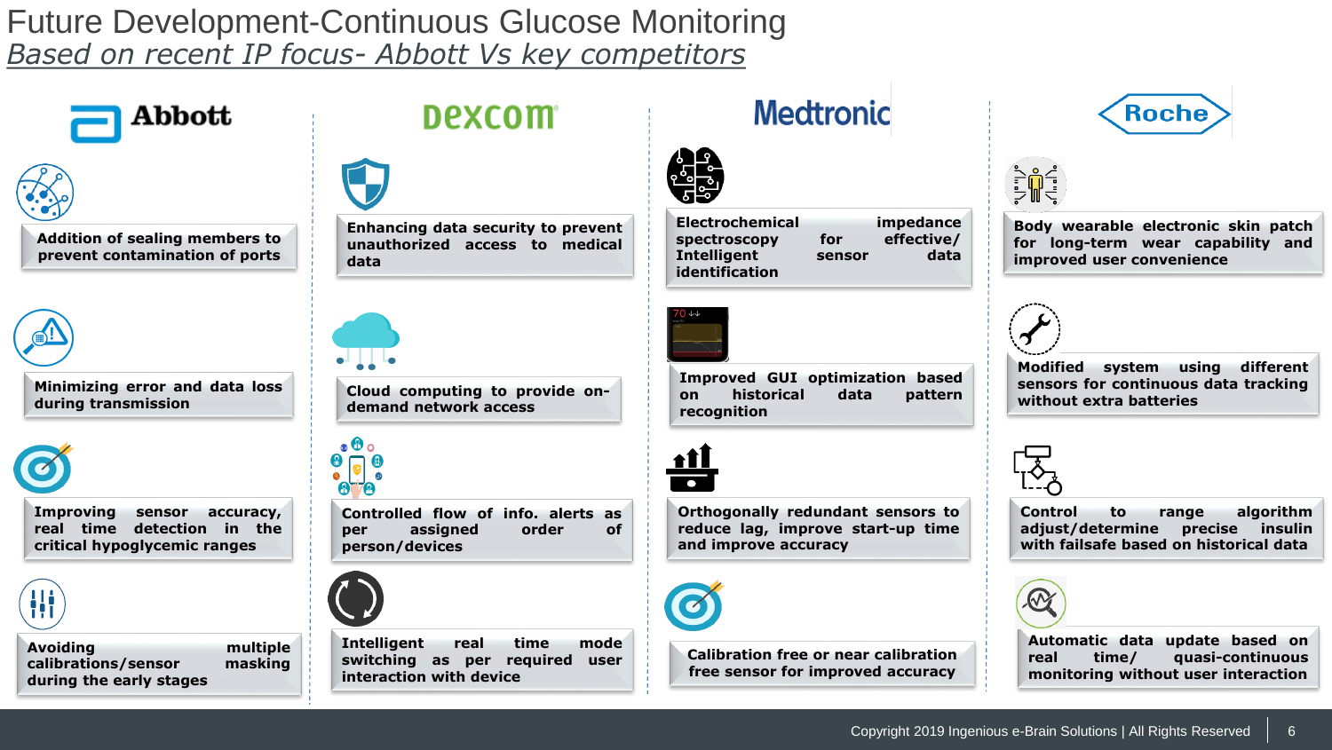# Future Development-Continuous Glucose Monitoring

## *Based on recent IP focus- Abbott Vs key competitors*

### Abbott

- Addition of sealing members to prevent contamination of ports
- Minimizing error and data loss during transmission
- Improving sensor accuracy, real time detection in the critical hypoglycemic ranges
- Avoiding multiple calibrations/sensor masking during the early stages

### Dexcom

- Enhancing data security to prevent unauthorized access to medical data
- Cloud computing to provide on-demand network access
- Controlled flow of info. alerts as per assigned order of person/devices
- Intelligent real time mode switching as per required user interaction with device

### Medtronic

- Electrochemical impedance spectroscopy for effective/ Intelligent sensor data identification
- Improved GUI optimization based on historical data pattern recognition
- Orthogonally redundant sensors to reduce lag, improve start-up time and improve accuracy
- Calibration free or near calibration free sensor for improved accuracy

### Roche

- Body wearable electronic skin patch for long-term wear capability and improved user convenience
- Modified system using different sensors for continuous data tracking without extra batteries
- Control to range algorithm adjust/determine precise insulin with failsafe based on historical data
- Automatic data update based on real time/ quasi-continuous monitoring without user interaction

Copyright 2019 Ingenious e-Brain Solutions | All Rights Reserved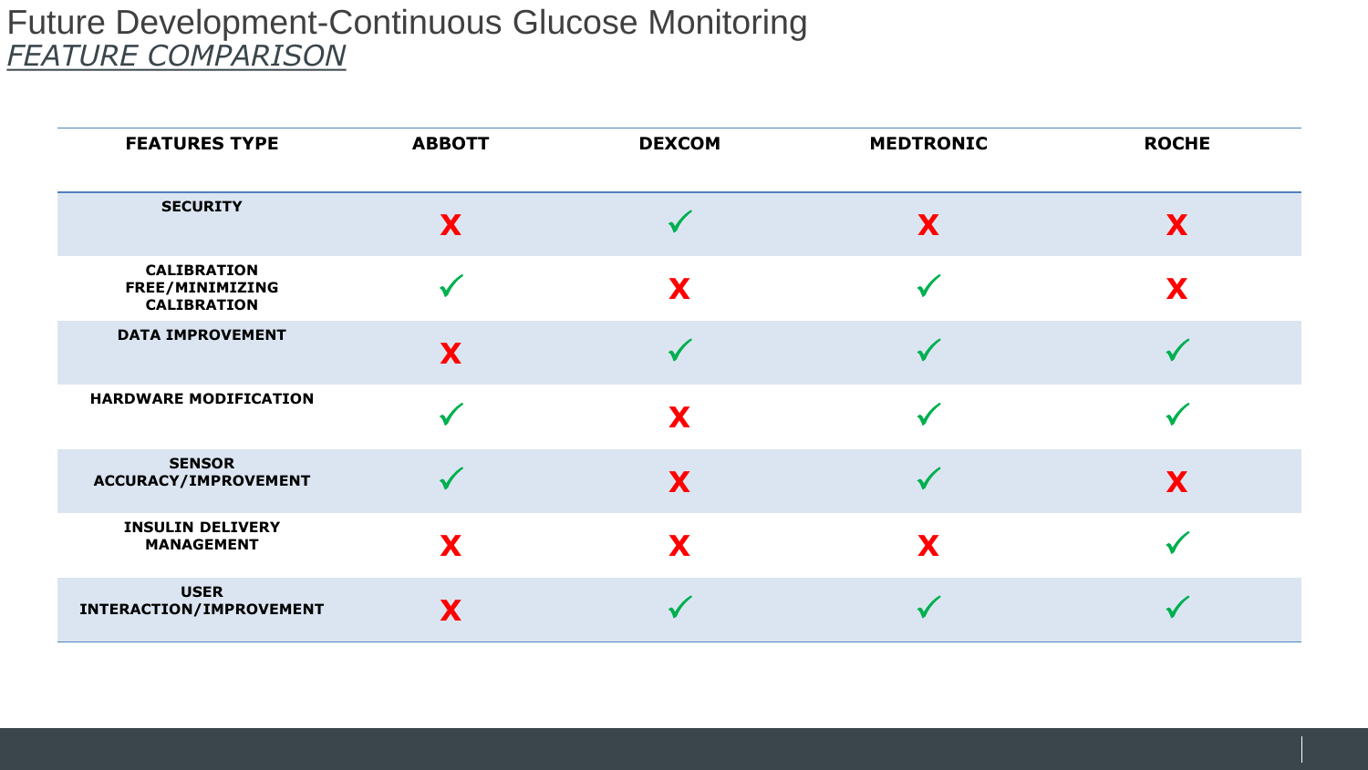# Future Development-Continuous Glucose Monitoring

## *FEATURE COMPARISON*

| FEATURES TYPE | ABBOTT | DEXCOM | MEDTRONIC | ROCHE |
|---|---|---|---|---|
| SECURITY | ✗ | ✓ | ✗ | ✗ |
| CALIBRATION FREE/MINIMIZING CALIBRATION | ✓ | ✗ | ✓ | ✗ |
| DATA IMPROVEMENT | ✗ | ✓ | ✓ | ✓ |
| HARDWARE MODIFICATION | ✓ | ✗ | ✓ | ✓ |
| SENSOR ACCURACY/IMPROVEMENT | ✓ | ✗ | ✓ | ✗ |
| INSULIN DELIVERY MANAGEMENT | ✗ | ✗ | ✗ | ✓ |
| USER INTERACTION/IMPROVEMENT | ✗ | ✓ | ✓ | ✓ |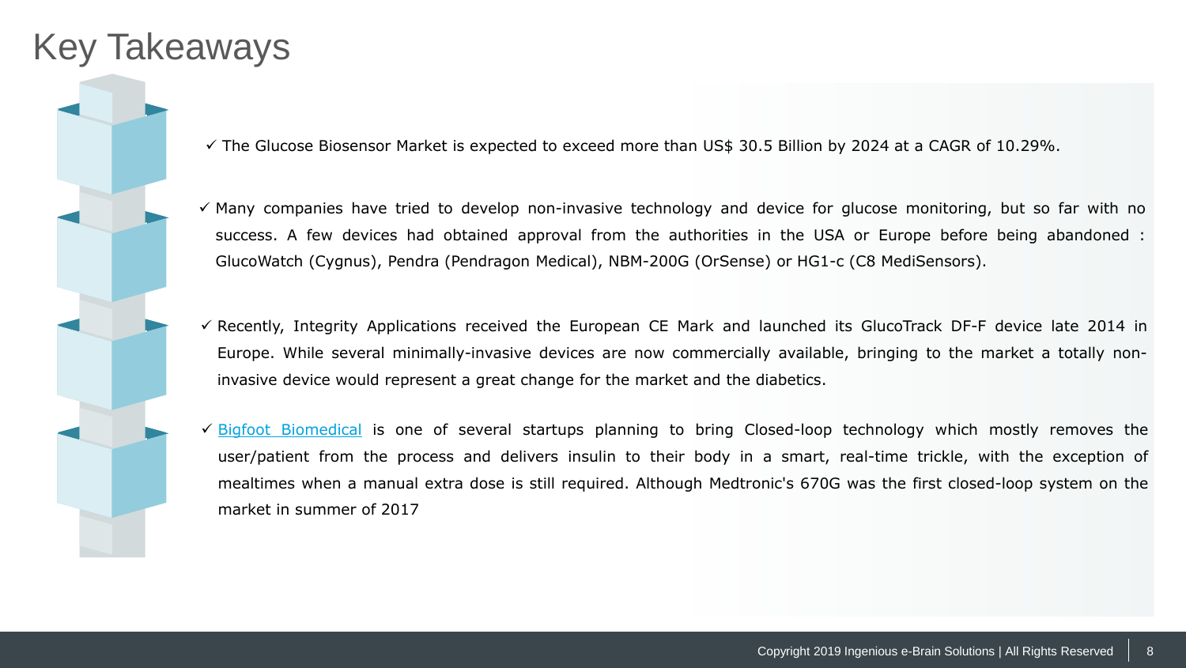# Key Takeaways

- ✓ The Glucose Biosensor Market is expected to exceed more than US$ 30.5 Billion by 2024 at a CAGR of 10.29%.
- ✓ Many companies have tried to develop non-invasive technology and device for glucose monitoring, but so far with no success. A few devices had obtained approval from the authorities in the USA or Europe before being abandoned : GlucoWatch (Cygnus), Pendra (Pendragon Medical), NBM-200G (OrSense) or HG1-c (C8 MediSensors).
- ✓ Recently, Integrity Applications received the European CE Mark and launched its GlucoTrack DF-F device late 2014 in Europe. While several minimally-invasive devices are now commercially available, bringing to the market a totally non-invasive device would represent a great change for the market and the diabetics.
- ✓ Bigfoot Biomedical is one of several startups planning to bring Closed-loop technology which mostly removes the user/patient from the process and delivers insulin to their body in a smart, real-time trickle, with the exception of mealtimes when a manual extra dose is still required. Although Medtronic's 670G was the first closed-loop system on the market in summer of 2017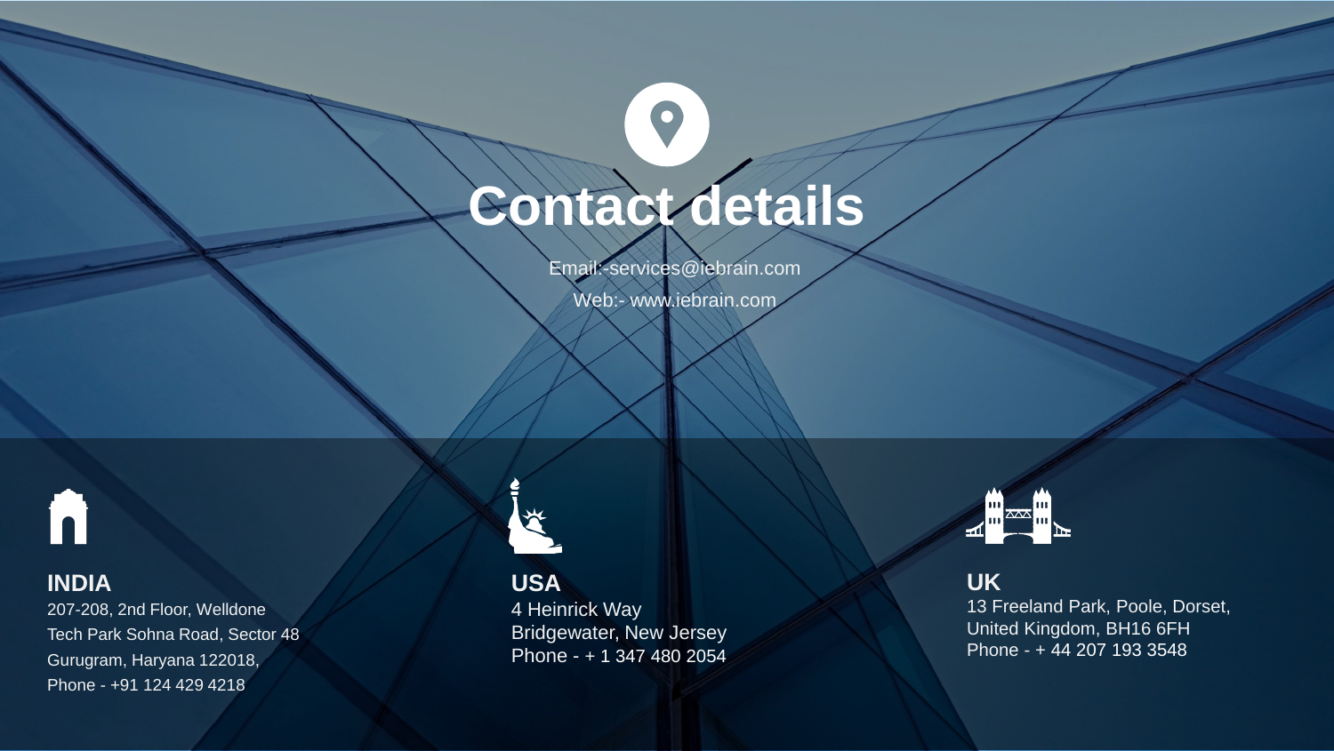# Contact details

Email:-services@iebrain.com

Web:- www.iebrain.com

## INDIA

207-208, 2nd Floor, Welldone
Tech Park Sohna Road, Sector 48
Gurugram, Haryana 122018,
Phone - +91 124 429 4218

## USA

4 Heinrick Way
Bridgewater, New Jersey
Phone - + 1 347 480 2054

## UK

13 Freeland Park, Poole, Dorset,
United Kingdom, BH16 6FH
Phone - + 44 207 193 3548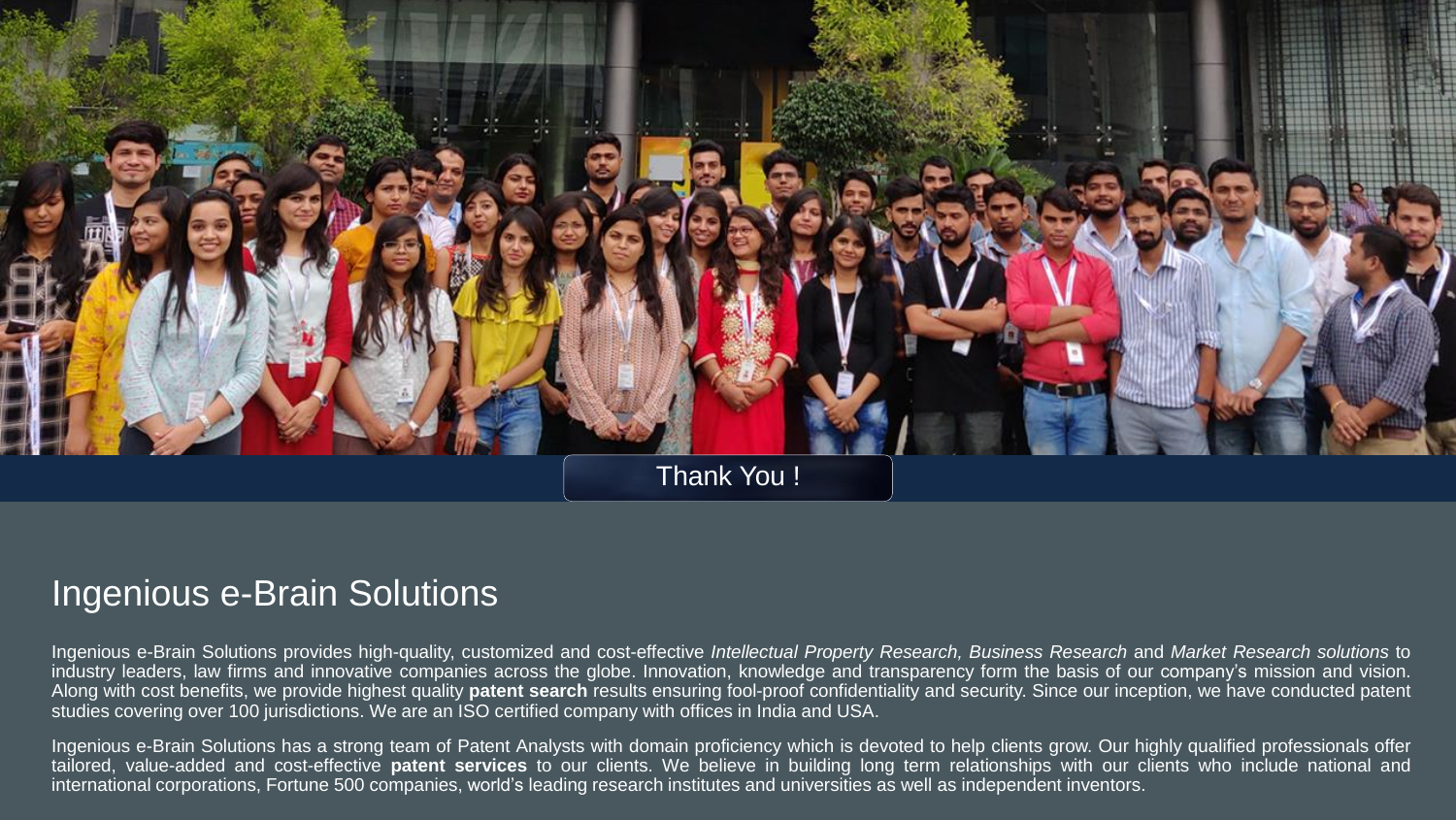Thank You !

# Ingenious e-Brain Solutions

Ingenious e-Brain Solutions provides high-quality, customized and cost-effective *Intellectual Property Research, Business Research* and *Market Research solutions* to industry leaders, law firms and innovative companies across the globe. Innovation, knowledge and transparency form the basis of our company's mission and vision. Along with cost benefits, we provide highest quality **patent search** results ensuring fool-proof confidentiality and security. Since our inception, we have conducted patent studies covering over 100 jurisdictions. We are an ISO certified company with offices in India and USA.

Ingenious e-Brain Solutions has a strong team of Patent Analysts with domain proficiency which is devoted to help clients grow. Our highly qualified professionals offer tailored, value-added and cost-effective **patent services** to our clients. We believe in building long term relationships with our clients who include national and international corporations, Fortune 500 companies, world's leading research institutes and universities as well as independent inventors.